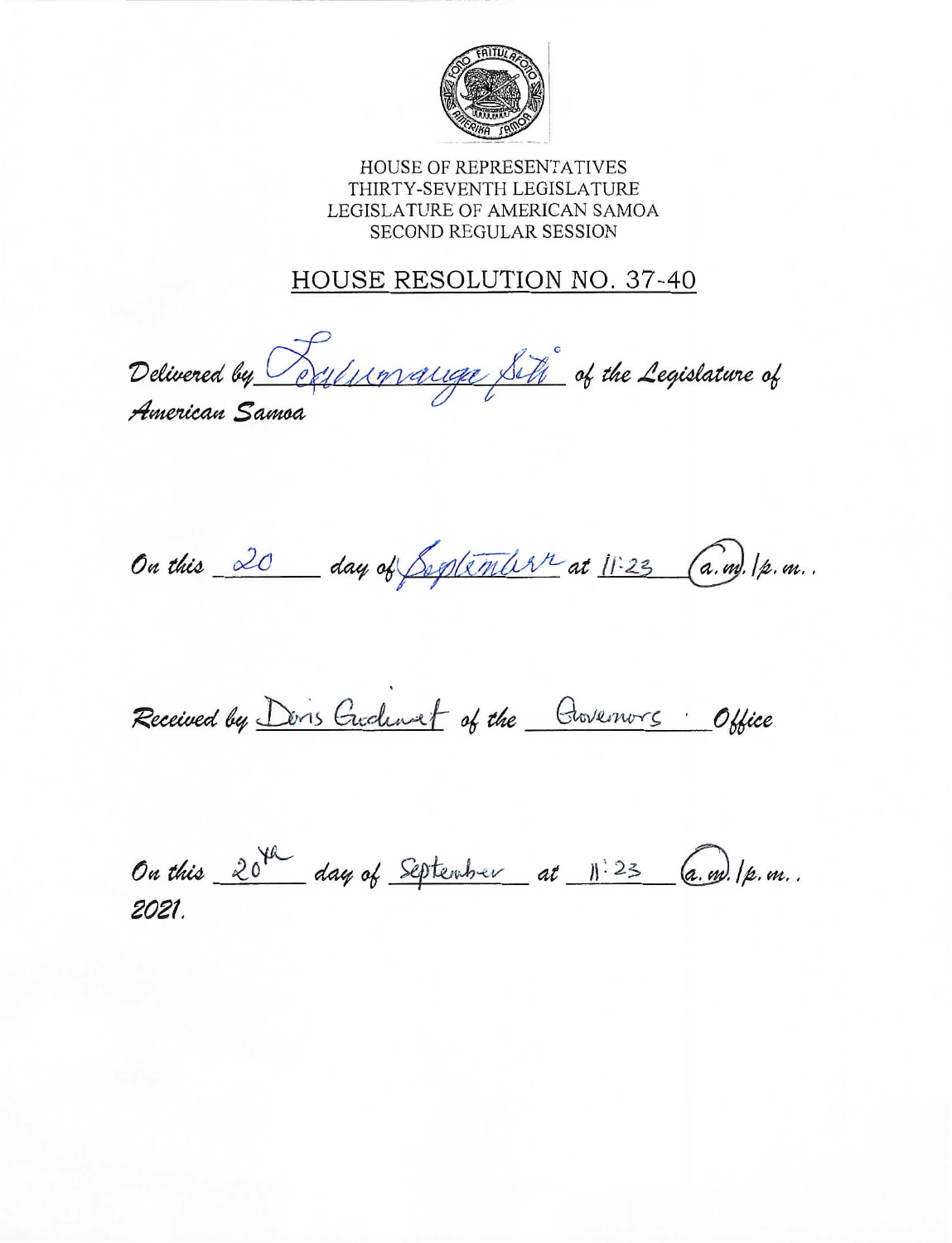HOUSE OF REPRESENTATIVES
THIRTY-SEVENTH LEGISLATURE
LEGISLATURE OF AMERICAN SAMOA
SECOND REGULAR SESSION

# HOUSE RESOLUTION NO. 37-40

*Delivered by* Leulumauga Siti *of the Legislature of American Samoa*

*On this* 20 *day of* September *at* 11:23 *(a.m.) / p.m.*

*Received by* Doris Godinet *of the* Governors *Office*

*On this* 20th *day of* September *at* 11:23 *(a.m.) / p.m.*
*2021.*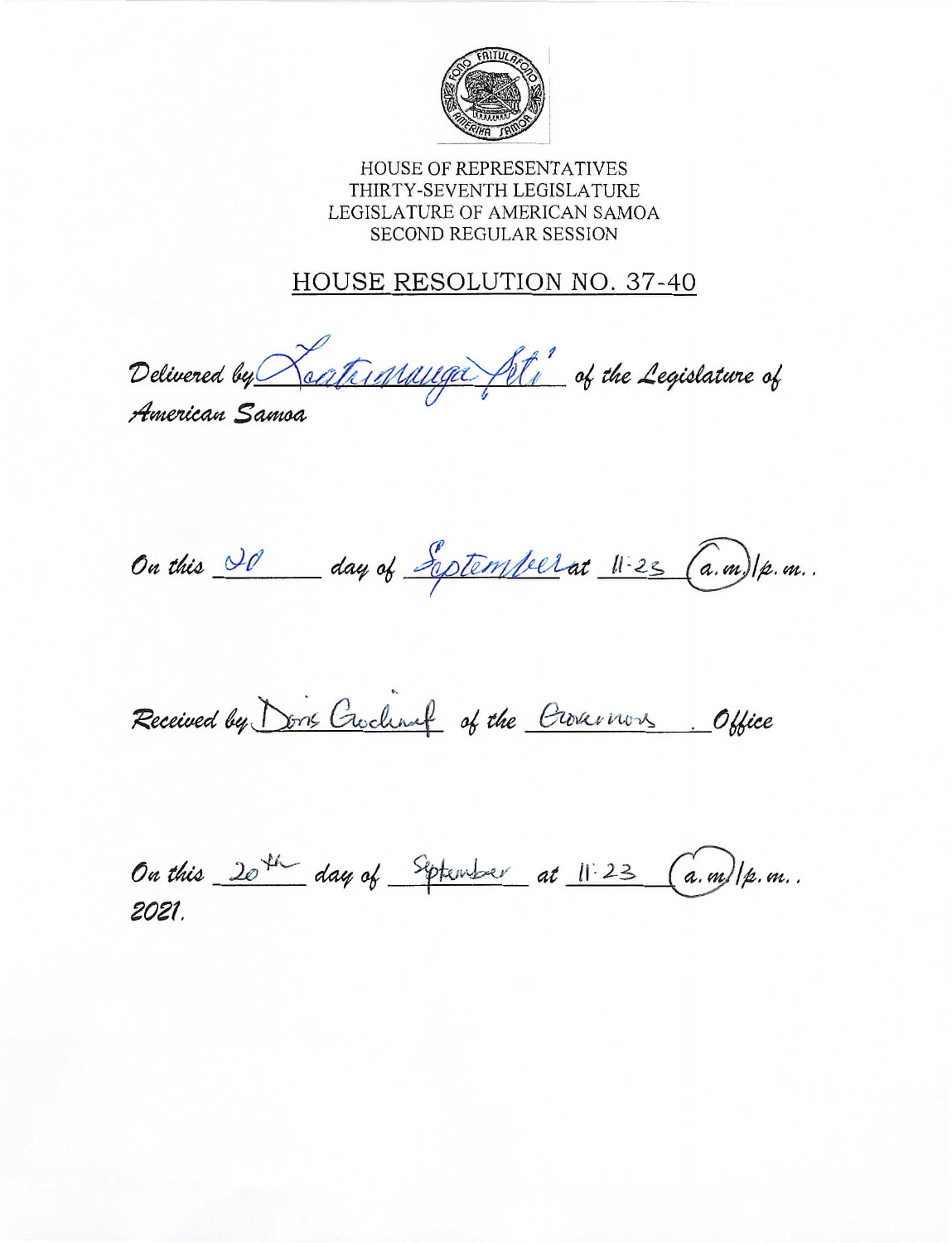HOUSE OF REPRESENTATIVES
THIRTY-SEVENTH LEGISLATURE
LEGISLATURE OF AMERICAN SAMOA
SECOND REGULAR SESSION

## HOUSE RESOLUTION NO. 37-40

*Delivered by* Laatiamauga Feti *of the Legislature of American Samoa*

*On this* 20 *day of* September *at* 11:23 *(a.m.)/p.m..*

*Received by* Doris Gochinuf *of the* Governors *Office*

*On this* 20th *day of* September *at* 11:23 *(a.m.)/p.m..*
*2021.*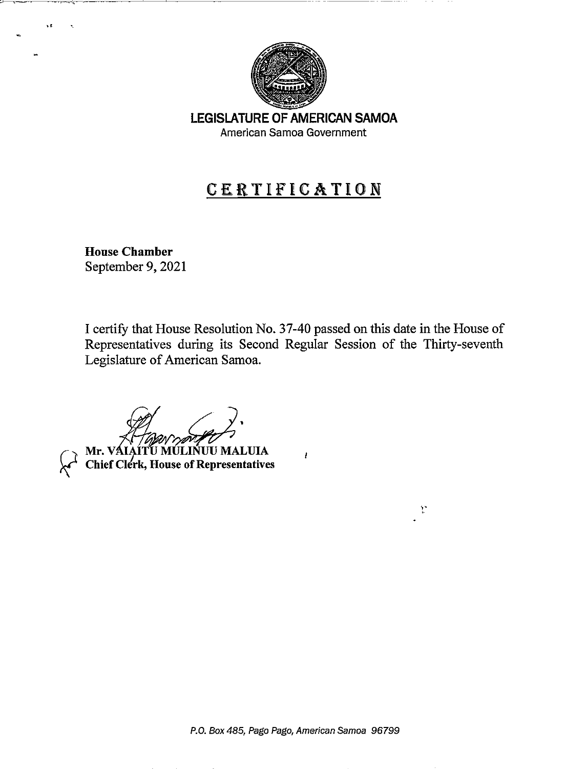**LEGISLATURE OF AMERICAN SAMOA**
American Samoa Government

# CERTIFICATION

**House Chamber**
September 9, 2021

I certify that House Resolution No. 37-40 passed on this date in the House of Representatives during its Second Regular Session of the Thirty-seventh Legislature of American Samoa.

**Mr. VAIAITU MULINUU MALUIA**
**Chief Clerk, House of Representatives**

*P.O. Box 485, Pago Pago, American Samoa 96799*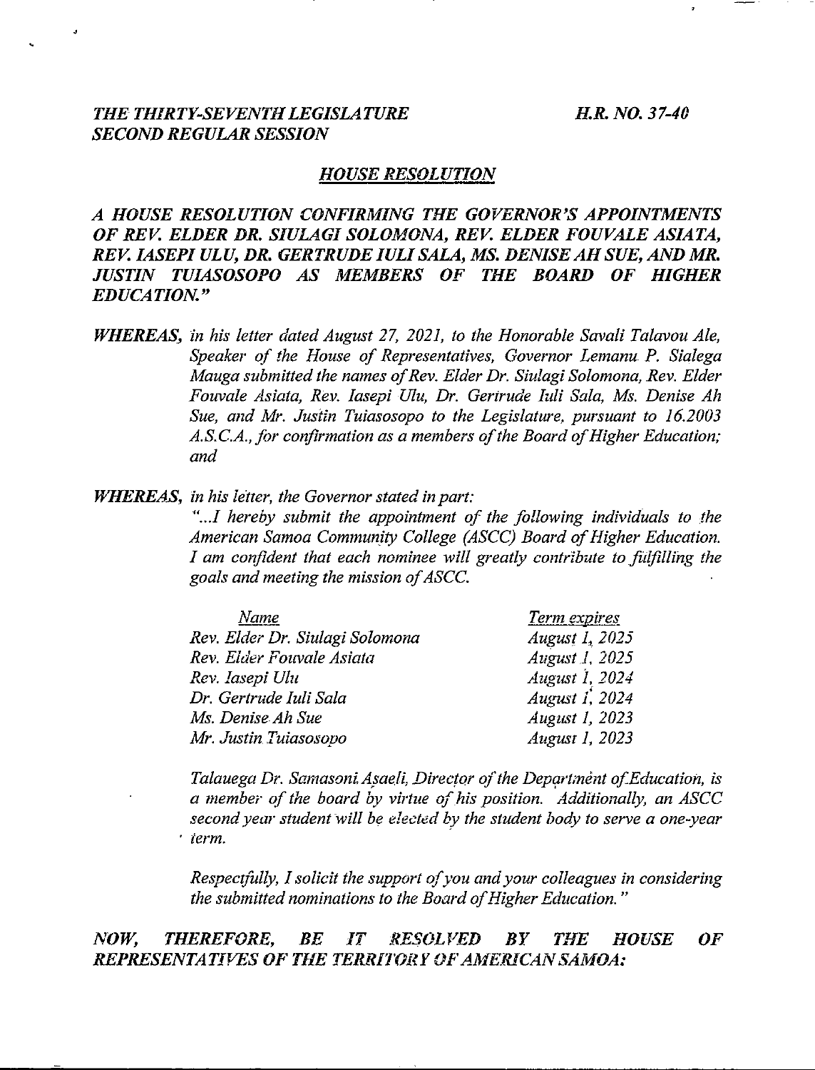*THE THIRTY-SEVENTH LEGISLATURE* *SECOND REGULAR SESSION*

***H.R. NO. 37-40***

## *HOUSE RESOLUTION*

***A HOUSE RESOLUTION CONFIRMING THE GOVERNOR'S APPOINTMENTS OF REV. ELDER DR. SIULAGI SOLOMONA, REV. ELDER FOUVALE ASIATA, REV. IASEPI ULU, DR. GERTRUDE IULI SALA, MS. DENISE AH SUE, AND MR. JUSTIN TUIASOSOPO AS MEMBERS OF THE BOARD OF HIGHER EDUCATION."***

***WHEREAS,*** *in his letter dated August 27, 2021, to the Honorable Savali Talavou Ale, Speaker of the House of Representatives, Governor Lemanu P. Sialega Mauga submitted the names of Rev. Elder Dr. Siulagi Solomona, Rev. Elder Fouvale Asiata, Rev. Iasepi Ulu, Dr. Gertrude Iuli Sala, Ms. Denise Ah Sue, and Mr. Justin Tuiasosopo to the Legislature, pursuant to 16.2003 A.S.C.A., for confirmation as a members of the Board of Higher Education; and*

***WHEREAS,*** *in his letter, the Governor stated in part:*

*"...I hereby submit the appointment of the following individuals to the American Samoa Community College (ASCC) Board of Higher Education. I am confident that each nominee will greatly contribute to fulfilling the goals and meeting the mission of ASCC.*

| *Name* | *Term expires* |
|---|---|
| *Rev. Elder Dr. Siulagi Solomona* | *August 1, 2025* |
| *Rev. Elder Fouvale Asiata* | *August 1, 2025* |
| *Rev. Iasepi Ulu* | *August 1, 2024* |
| *Dr. Gertrude Iuli Sala* | *August 1, 2024* |
| *Ms. Denise Ah Sue* | *August 1, 2023* |
| *Mr. Justin Tuiasosopo* | *August 1, 2023* |

*Talauega Dr. Samasoni Asaeli, Director of the Department of Education, is a member of the board by virtue of his position. Additionally, an ASCC second year student will be elected by the student body to serve a one-year term.*

*Respectfully, I solicit the support of you and your colleagues in considering the submitted nominations to the Board of Higher Education."*

***NOW, THEREFORE, BE IT RESOLVED BY THE HOUSE OF REPRESENTATIVES OF THE TERRITORY OF AMERICAN SAMOA:***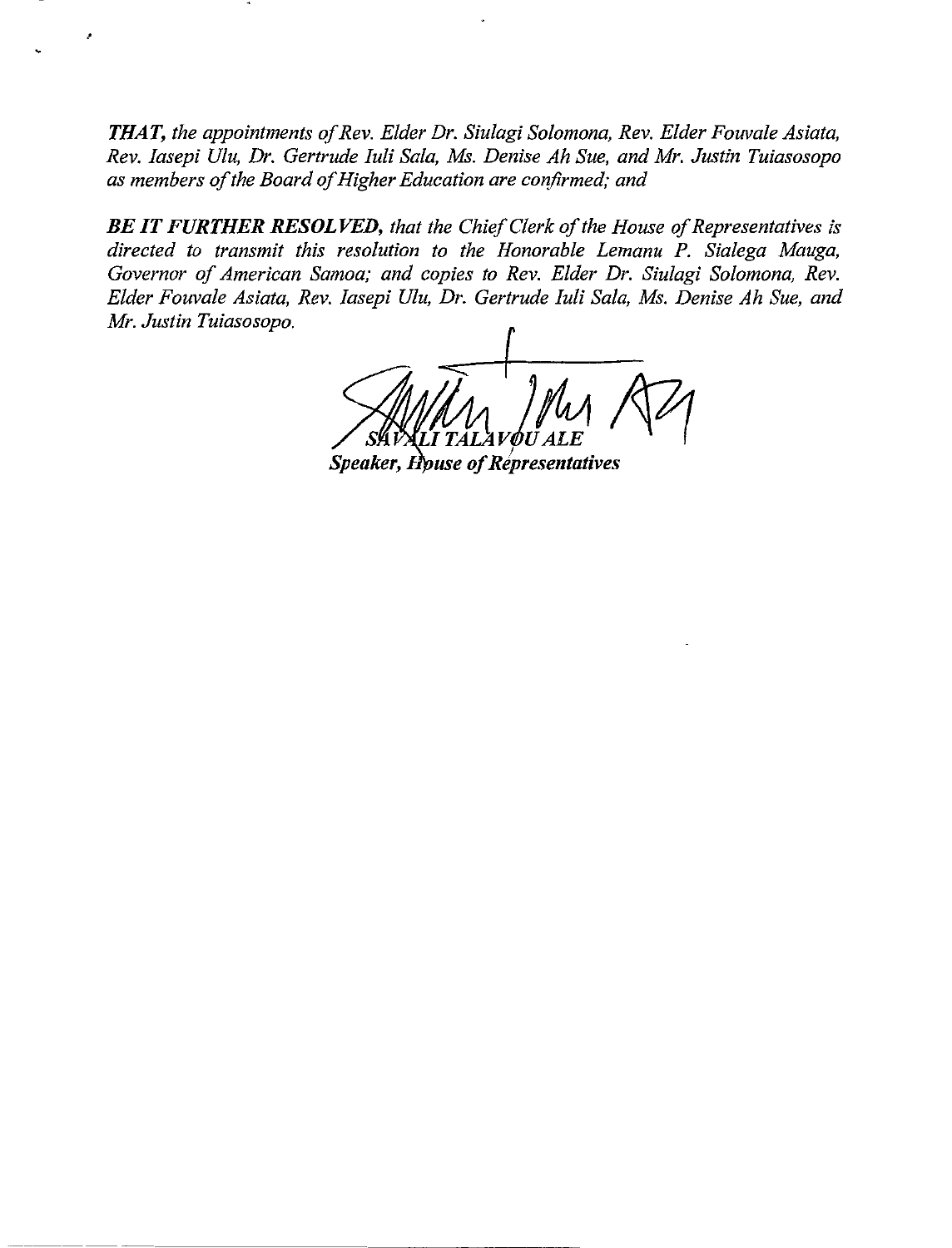***THAT,*** *the appointments of Rev. Elder Dr. Siulagi Solomona, Rev. Elder Fouvale Asiata, Rev. Iasepi Ulu, Dr. Gertrude Iuli Sala, Ms. Denise Ah Sue, and Mr. Justin Tuiasosopo as members of the Board of Higher Education are confirmed; and*

***BE IT FURTHER RESOLVED,*** *that the Chief Clerk of the House of Representatives is directed to transmit this resolution to the Honorable Lemanu P. Sialega Mauga, Governor of American Samoa; and copies to Rev. Elder Dr. Siulagi Solomona, Rev. Elder Fouvale Asiata, Rev. Iasepi Ulu, Dr. Gertrude Iuli Sala, Ms. Denise Ah Sue, and Mr. Justin Tuiasosopo.*

*SAVALI TALAVOU ALE*
***Speaker, House of Representatives***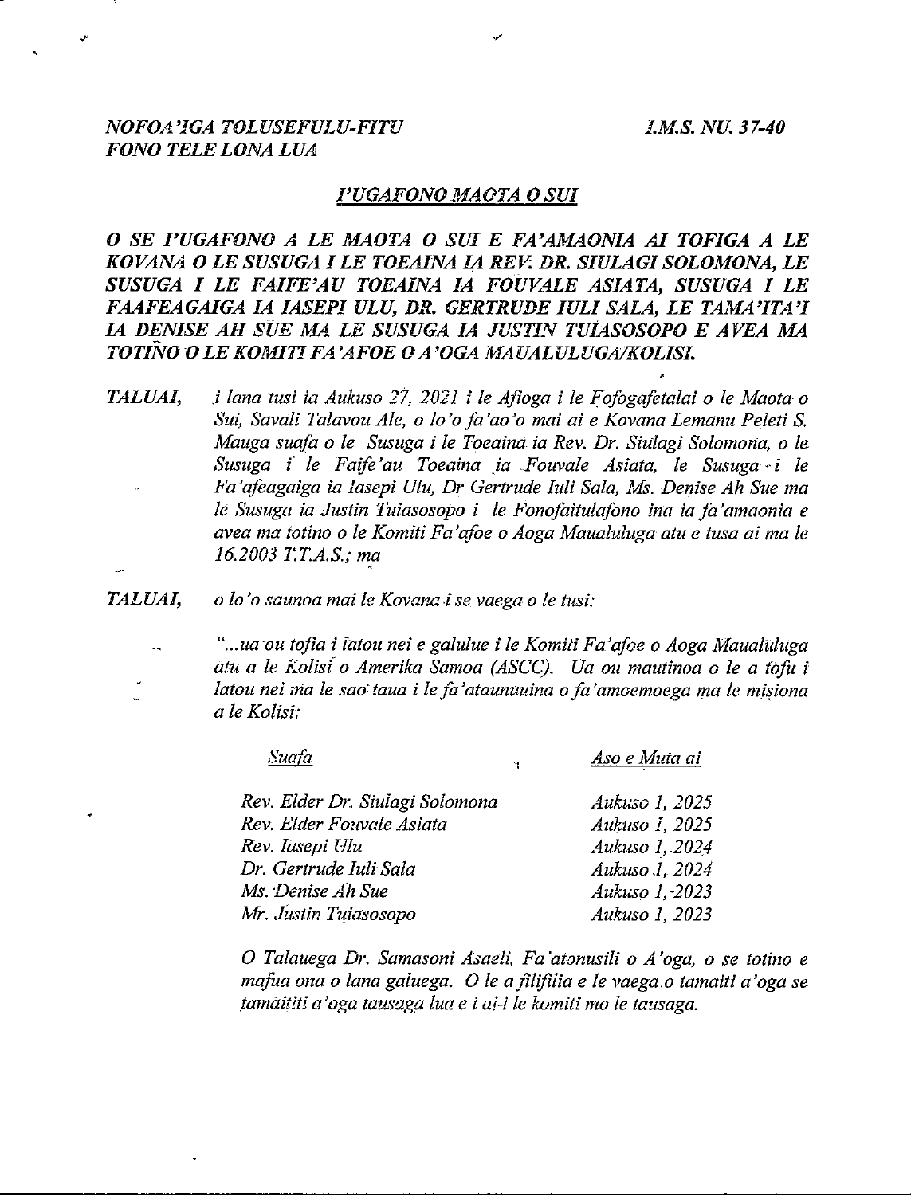*NOFOA'IGA TOLUSEFULU-FITU*
*FONO TELE LONA LUA*

*I.M.S. NU. 37-40*

*I'UGAFONO MAOTA O SUI*

***O SE I'UGAFONO A LE MAOTA O SUI E FA'AMAONIA AI TOFIGA A LE KOVANA O LE SUSUGA I LE TOEAINA IA REV. DR. SIULAGI SOLOMONA, LE SUSUGA I LE FAIFE'AU TOEAINA IA FOUVALE ASIATA, SUSUGA I LE FAAFEAGAIGA IA IASEPI ULU, DR. GERTRUDE IULI SALA, LE TAMA'ITA'I IA DENISE AH SUE MA LE SUSUGA IA JUSTIN TUIASOSOPO E AVEA MA TOTINO O LE KOMITI FA'AFOE O A'OGA MAUALULUGA/KOLISI.***

*TALUAI,* *i lana tusi ia Aukuso 27, 2021 i le Afioga i le Fofogafetalai o le Maota o Sui, Savali Talavou Ale, o lo'o fa'ao'o mai ai e Kovana Lemanu Peleti S. Mauga suafa o le Susuga i le Toeaina ia Rev. Dr. Siulagi Solomona, o le Susuga i le Faife'au Toeaina ia Fouvale Asiata, le Susuga i le Fa'afeagaiga ia Iasepi Ulu, Dr Gertrude Iuli Sala, Ms. Denise Ah Sue ma le Susuga ia Justin Tuiasosopo i le Fonofaitulafono ina ia fa'amaonia e avea ma totino o le Komiti Fa'afoe o Aoga Maualuluga atu e tusa ai ma le 16.2003 T.T.A.S.; ma*

*TALUAI,* *o lo'o saunoa mai le Kovana i se vaega o le tusi:*

*"...ua ou tofia i latou nei e galulue i le Komiti Fa'afoe o Aoga Maualuluga atu a le Kolisi o Amerika Samoa (ASCC). Ua ou mautinoa o le a tofu i latou nei ma le sao taua i le fa'ataunuuina o fa'amoemoega ma le misiona a le Kolisi:*

| *Suafa* | *Aso e Muta ai* |
|---|---|
| *Rev. Elder Dr. Siulagi Solomona* | *Aukuso 1, 2025* |
| *Rev. Elder Fouvale Asiata* | *Aukuso 1, 2025* |
| *Rev. Iasepi Ulu* | *Aukuso 1, 2024* |
| *Dr. Gertrude Iuli Sala* | *Aukuso 1, 2024* |
| *Ms. Denise Ah Sue* | *Aukuso 1, 2023* |
| *Mr. Justin Tuiasosopo* | *Aukuso 1, 2023* |

*O Talauega Dr. Samasoni Asaeli, Fa'atonusili o A'oga, o se totino e mafua ona o lana galuega. O le a filifilia e le vaega o tamaiti a'oga se tamaititi a'oga tausaga lua e i ai i le komiti mo le tausaga.*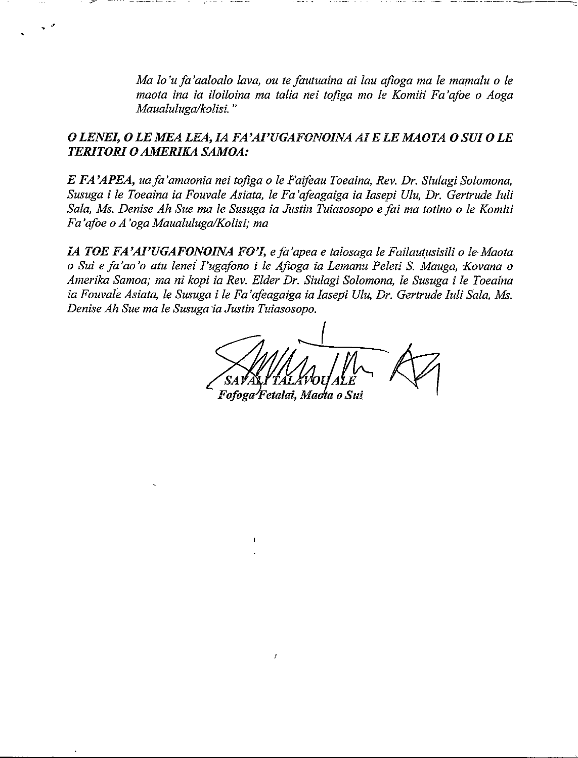*Ma lo'u fa'aaloalo lava, ou te fautuaina ai lau afioga ma le mamalu o le maota ina ia iloiloina ma talia nei tofiga mo le Komiti Fa'afoe o Aoga Maualuluga/kolisi."*

***O LENEI, O LE MEA LEA, IA FA'AI'UGAFONOINA AI E LE MAOTA O SUI O LE TERITORI O AMERIKA SAMOA:***

***E FA'APEA,*** *ua fa'amaonia nei tofiga o le Faifeau Toeaina, Rev. Dr. Siulagi Solomona, Susuga i le Toeaina ia Fouvale Asiata, le Fa'afeagaiga ia Iasepi Ulu, Dr. Gertrude Iuli Sala, Ms. Denise Ah Sue ma le Susuga ia Justin Tuiasosopo e fai ma totino o le Komiti Fa'afoe o A'oga Maualuluga/Kolisi; ma*

***IA TOE FA'AI'UGAFONOINA FO'I,*** *e fa'apea e talosaga le Failautusisili o le Maota o Sui e fa'ao'o atu lenei I'ugafono i le Afioga ia Lemanu Peleti S. Mauga, Kovana o Amerika Samoa; ma ni kopi ia Rev. Elder Dr. Siulagi Solomona, le Susuga i le Toeaina ia Fouvale Asiata, le Susuga i le Fa'afeagaiga ia Iasepi Ulu, Dr. Gertrude Iuli Sala, Ms. Denise Ah Sue ma le Susuga ia Justin Tuiasosopo.*

*SAVALI TALAVOU ALE*
*Fofoga Fetalai, Maota o Sui*